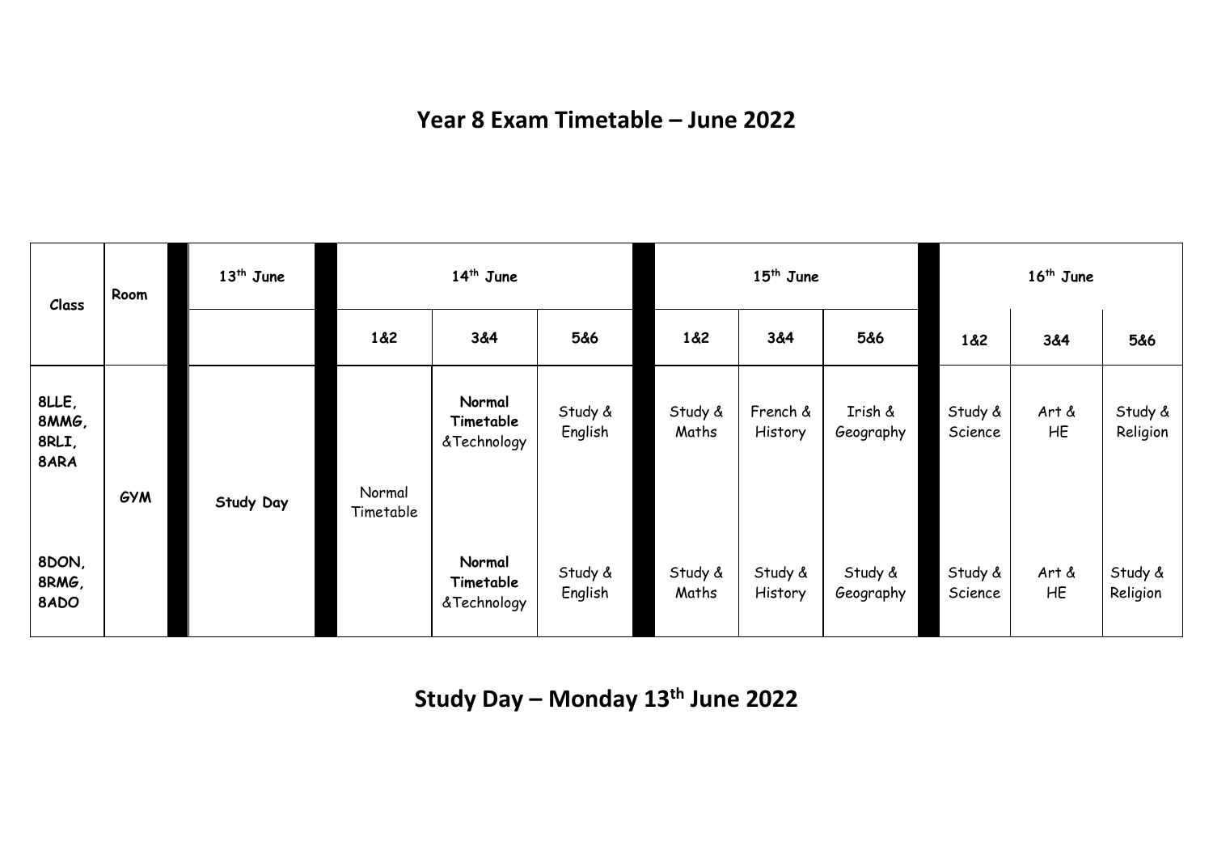# Year 8 Exam Timetable – June 2022

| Class | Room | 13th June | 14th June | | | 15th June | | | 16th June | | |
|---|---|---|---|---|---|---|---|---|---|---|---|
| | | | 1&2 | 3&4 | 5&6 | 1&2 | 3&4 | 5&6 | 1&2 | 3&4 | 5&6 |
| 8LLE, 8MMG, 8RLI, 8ARA | GYM | Study Day | Normal Timetable | **Normal Timetable** &Technology | Study & English | Study & Maths | French & History | Irish & Geography | Study & Science | Art & HE | Study & Religion |
| 8DON, 8RMG, 8ADO | | | | **Normal Timetable** &Technology | Study & English | Study & Maths | Study & History | Study & Geography | Study & Science | Art & HE | Study & Religion |

## Study Day – Monday 13th June 2022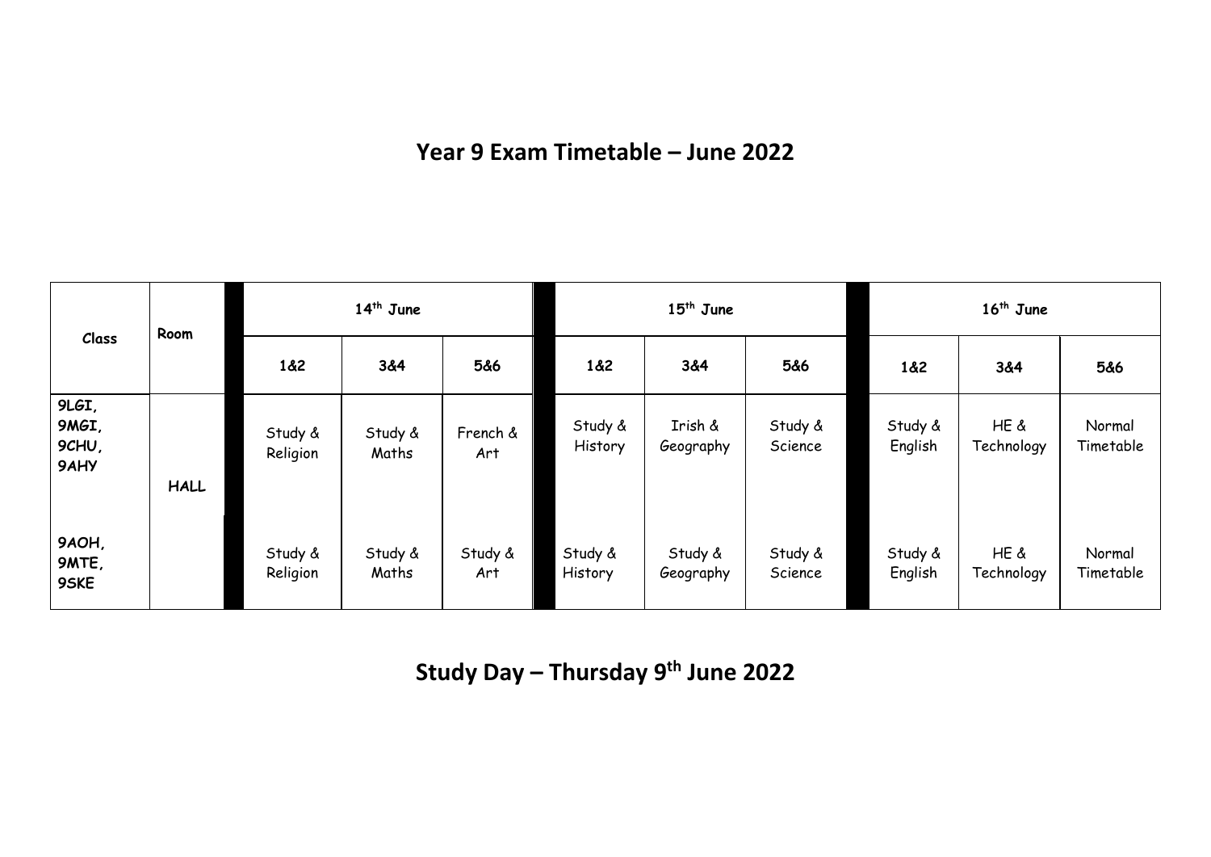# Year 9 Exam Timetable – June 2022

| Class | Room | 14th June | | | 15th June | | | 16th June | | |
|---|---|---|---|---|---|---|---|---|---|---|
| | | 1&2 | 3&4 | 5&6 | 1&2 | 3&4 | 5&6 | 1&2 | 3&4 | 5&6 |
| 9LGI, 9MGI, 9CHU, 9AHY | HALL | Study & Religion | Study & Maths | French & Art | Study & History | Irish & Geography | Study & Science | Study & English | HE & Technology | Normal Timetable |
| 9AOH, 9MTE, 9SKE | | Study & Religion | Study & Maths | Study & Art | Study & History | Study & Geography | Study & Science | Study & English | HE & Technology | Normal Timetable |

## Study Day – Thursday 9th June 2022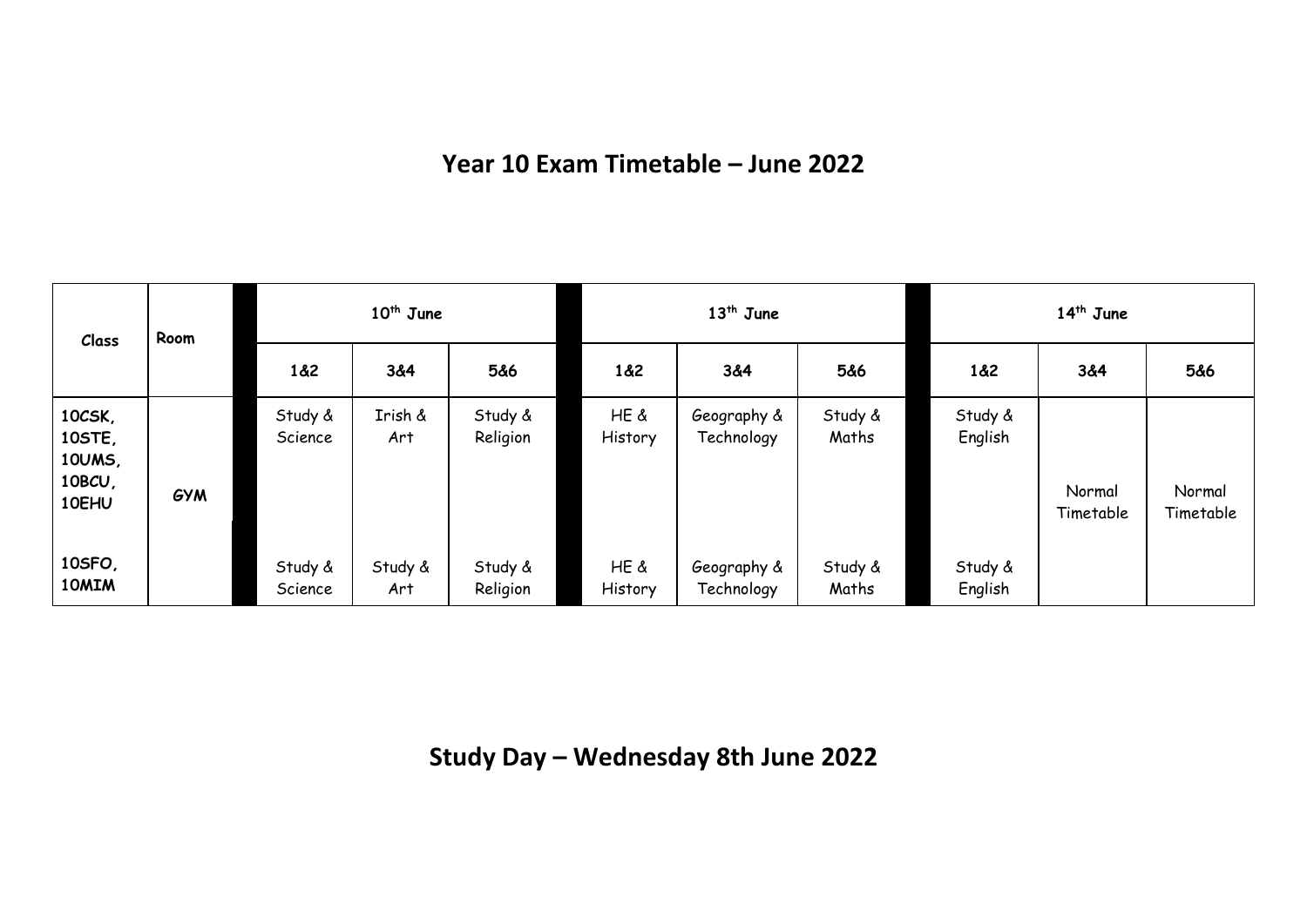## Year 10 Exam Timetable – June 2022

| Class | Room | 10th June | | | 13th June | | | 14th June | | |
|---|---|---|---|---|---|---|---|---|---|---|
| | | 1&2 | 3&4 | 5&6 | 1&2 | 3&4 | 5&6 | 1&2 | 3&4 | 5&6 |
| 10CSK, 10STE, 10UMS, 10BCU, 10EHU | GYM | Study & Science | Irish & Art | Study & Religion | HE & History | Geography & Technology | Study & Maths | Study & English | Normal Timetable | Normal Timetable |
| 10SFO, 10MIM | | Study & Science | Study & Art | Study & Religion | HE & History | Geography & Technology | Study & Maths | Study & English | | |

## Study Day – Wednesday 8th June 2022